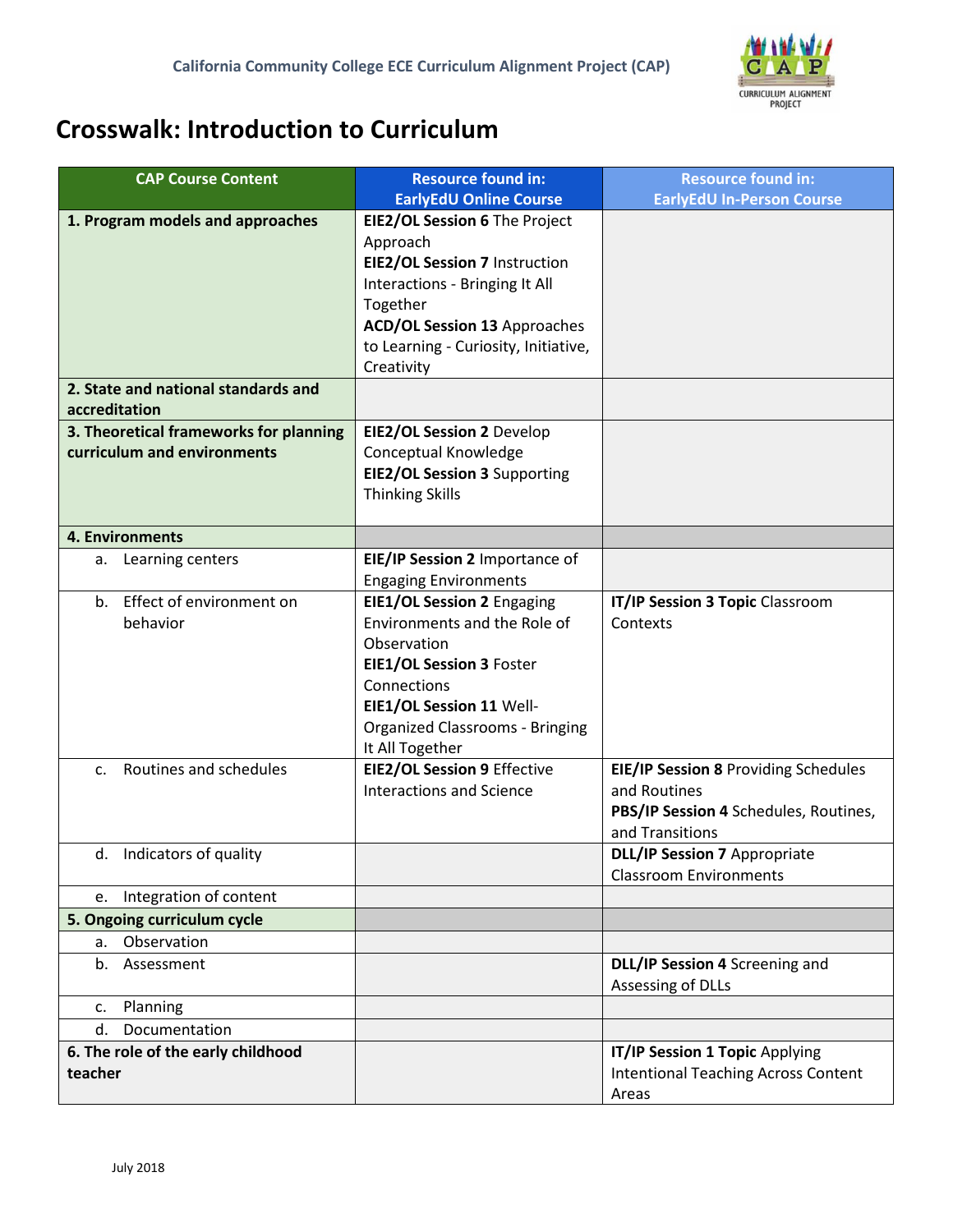California Community College ECE Curriculum Alignment Project (CAP)

# Crosswalk: Introduction to Curriculum

| CAP Course Content | Resource found in: EarlyEdU Online Course | Resource found in: EarlyEdU In-Person Course |
|---|---|---|
| **1. Program models and approaches** | **EIE2/OL Session 6** The Project Approach<br>**EIE2/OL Session 7** Instruction Interactions - Bringing It All Together<br>**ACD/OL Session 13** Approaches to Learning - Curiosity, Initiative, Creativity | |
| **2. State and national standards and accreditation** | | |
| **3. Theoretical frameworks for planning curriculum and environments** | **EIE2/OL Session 2** Develop Conceptual Knowledge<br>**EIE2/OL Session 3** Supporting Thinking Skills | |
| **4. Environments** | | |
| a. Learning centers | **EIE/IP Session 2** Importance of Engaging Environments | |
| b. Effect of environment on behavior | **EIE1/OL Session 2** Engaging Environments and the Role of Observation<br>**EIE1/OL Session 3** Foster Connections<br>**EIE1/OL Session 11** Well-Organized Classrooms - Bringing It All Together | **IT/IP Session 3 Topic** Classroom Contexts |
| c. Routines and schedules | **EIE2/OL Session 9** Effective Interactions and Science | **EIE/IP Session 8** Providing Schedules and Routines<br>**PBS/IP Session 4** Schedules, Routines, and Transitions |
| d. Indicators of quality | | **DLL/IP Session 7** Appropriate Classroom Environments |
| e. Integration of content | | |
| **5. Ongoing curriculum cycle** | | |
| a. Observation | | |
| b. Assessment | | **DLL/IP Session 4** Screening and Assessing of DLLs |
| c. Planning | | |
| d. Documentation | | |
| **6. The role of the early childhood teacher** | | **IT/IP Session 1 Topic** Applying Intentional Teaching Across Content Areas |

July 2018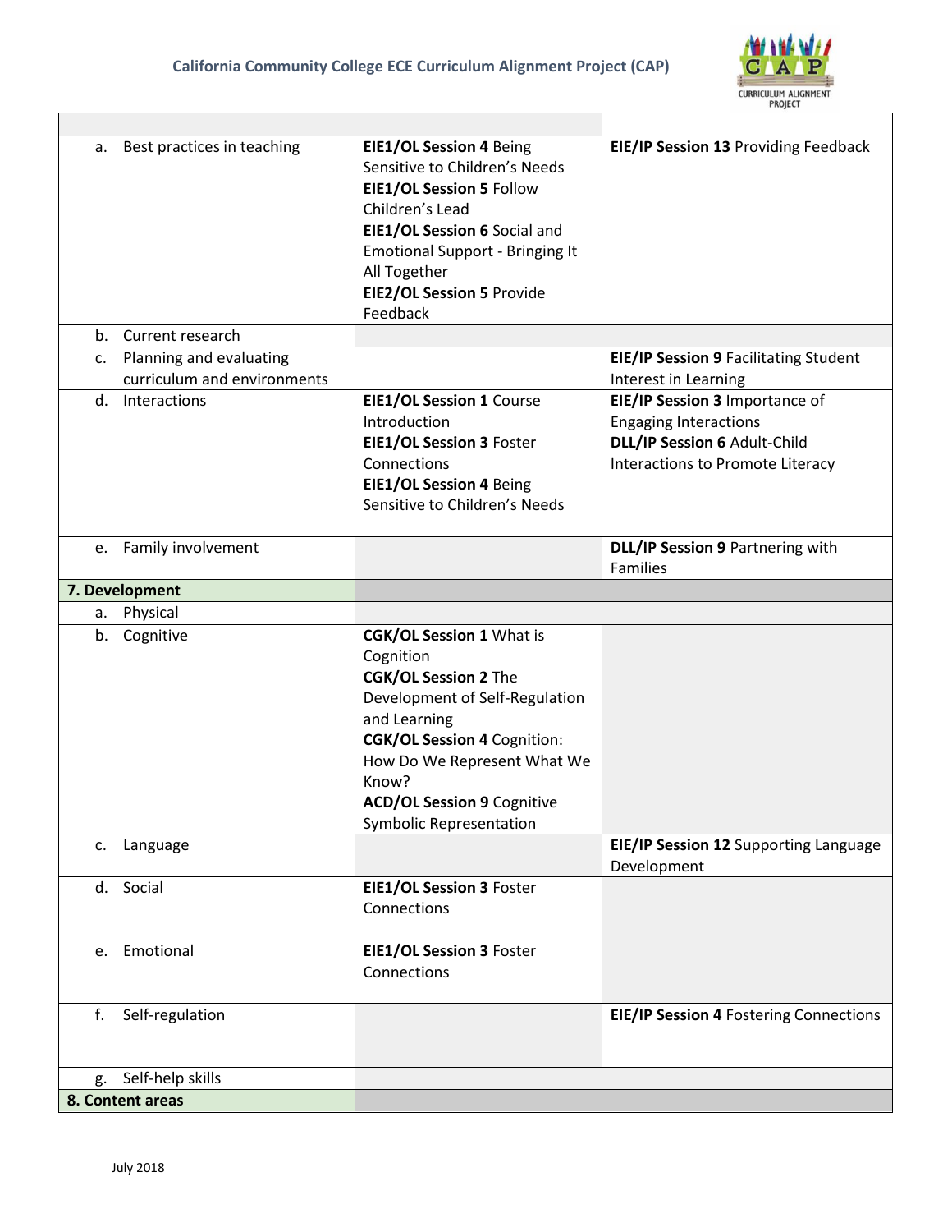| | | |
|---|---|---|
| a. Best practices in teaching | **EIE1/OL Session 4** Being Sensitive to Children's Needs<br>**EIE1/OL Session 5** Follow Children's Lead<br>**EIE1/OL Session 6** Social and Emotional Support - Bringing It All Together<br>**EIE2/OL Session 5** Provide Feedback | **EIE/IP Session 13** Providing Feedback |
| b. Current research | | |
| c. Planning and evaluating curriculum and environments | | **EIE/IP Session 9** Facilitating Student Interest in Learning |
| d. Interactions | **EIE1/OL Session 1** Course Introduction<br>**EIE1/OL Session 3** Foster Connections<br>**EIE1/OL Session 4** Being Sensitive to Children's Needs | **EIE/IP Session 3** Importance of Engaging Interactions<br>**DLL/IP Session 6** Adult-Child Interactions to Promote Literacy |
| e. Family involvement | | **DLL/IP Session 9** Partnering with Families |
| **7. Development** | | |
| a. Physical | | |
| b. Cognitive | **CGK/OL Session 1** What is Cognition<br>**CGK/OL Session 2** The Development of Self-Regulation and Learning<br>**CGK/OL Session 4** Cognition: How Do We Represent What We Know?<br>**ACD/OL Session 9** Cognitive Symbolic Representation | |
| c. Language | | **EIE/IP Session 12** Supporting Language Development |
| d. Social | **EIE1/OL Session 3** Foster Connections | |
| e. Emotional | **EIE1/OL Session 3** Foster Connections | |
| f. Self-regulation | | **EIE/IP Session 4** Fostering Connections |
| g. Self-help skills | | |
| **8. Content areas** | | |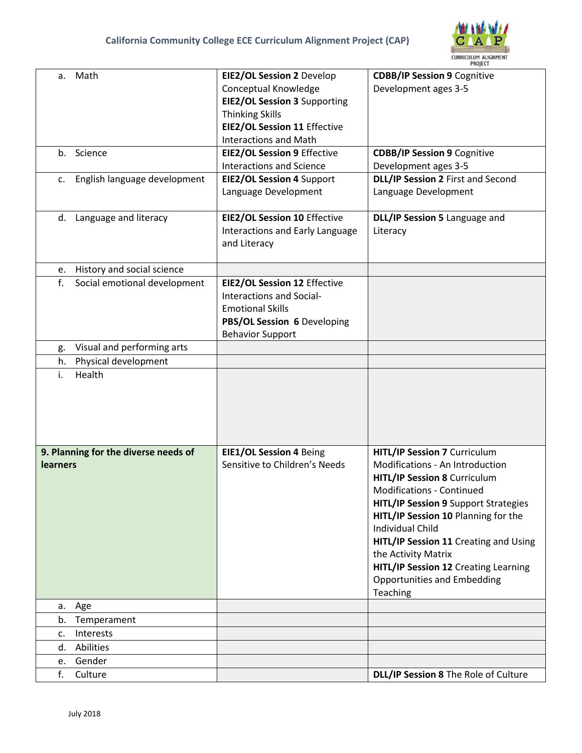| | | |
|---|---|---|
| a. Math | **EIE2/OL Session 2** Develop Conceptual Knowledge<br>**EIE2/OL Session 3** Supporting Thinking Skills<br>**EIE2/OL Session 11** Effective Interactions and Math | **CDBB/IP Session 9** Cognitive Development ages 3-5 |
| b. Science | **EIE2/OL Session 9** Effective Interactions and Science | **CDBB/IP Session 9** Cognitive Development ages 3-5 |
| c. English language development | **EIE2/OL Session 4** Support Language Development | **DLL/IP Session 2** First and Second Language Development |
| d. Language and literacy | **EIE2/OL Session 10** Effective Interactions and Early Language and Literacy | **DLL/IP Session 5** Language and Literacy |
| e. History and social science | | |
| f. Social emotional development | **EIE2/OL Session 12** Effective Interactions and Social-Emotional Skills<br>**PBS/OL Session 6** Developing Behavior Support | |
| g. Visual and performing arts | | |
| h. Physical development | | |
| i. Health | | |
| **9. Planning for the diverse needs of learners** | **EIE1/OL Session 4** Being Sensitive to Children's Needs | **HITL/IP Session 7** Curriculum Modifications - An Introduction<br>**HITL/IP Session 8** Curriculum Modifications - Continued<br>**HITL/IP Session 9** Support Strategies<br>**HITL/IP Session 10** Planning for the Individual Child<br>**HITL/IP Session 11** Creating and Using the Activity Matrix<br>**HITL/IP Session 12** Creating Learning Opportunities and Embedding Teaching |
| a. Age | | |
| b. Temperament | | |
| c. Interests | | |
| d. Abilities | | |
| e. Gender | | |
| f. Culture | | **DLL/IP Session 8** The Role of Culture |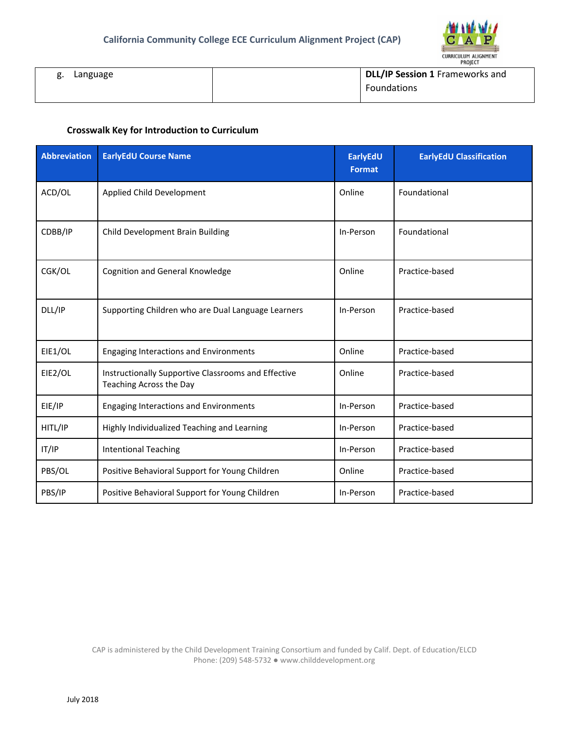| | | |
|---|---|---|
| g. Language | | **DLL/IP Session 1** Frameworks and Foundations |

**Crosswalk Key for Introduction to Curriculum**

| Abbreviation | EarlyEdU Course Name | EarlyEdU Format | EarlyEdU Classification |
|---|---|---|---|
| ACD/OL | Applied Child Development | Online | Foundational |
| CDBB/IP | Child Development Brain Building | In-Person | Foundational |
| CGK/OL | Cognition and General Knowledge | Online | Practice-based |
| DLL/IP | Supporting Children who are Dual Language Learners | In-Person | Practice-based |
| EIE1/OL | Engaging Interactions and Environments | Online | Practice-based |
| EIE2/OL | Instructionally Supportive Classrooms and Effective Teaching Across the Day | Online | Practice-based |
| EIE/IP | Engaging Interactions and Environments | In-Person | Practice-based |
| HITL/IP | Highly Individualized Teaching and Learning | In-Person | Practice-based |
| IT/IP | Intentional Teaching | In-Person | Practice-based |
| PBS/OL | Positive Behavioral Support for Young Children | Online | Practice-based |
| PBS/IP | Positive Behavioral Support for Young Children | In-Person | Practice-based |